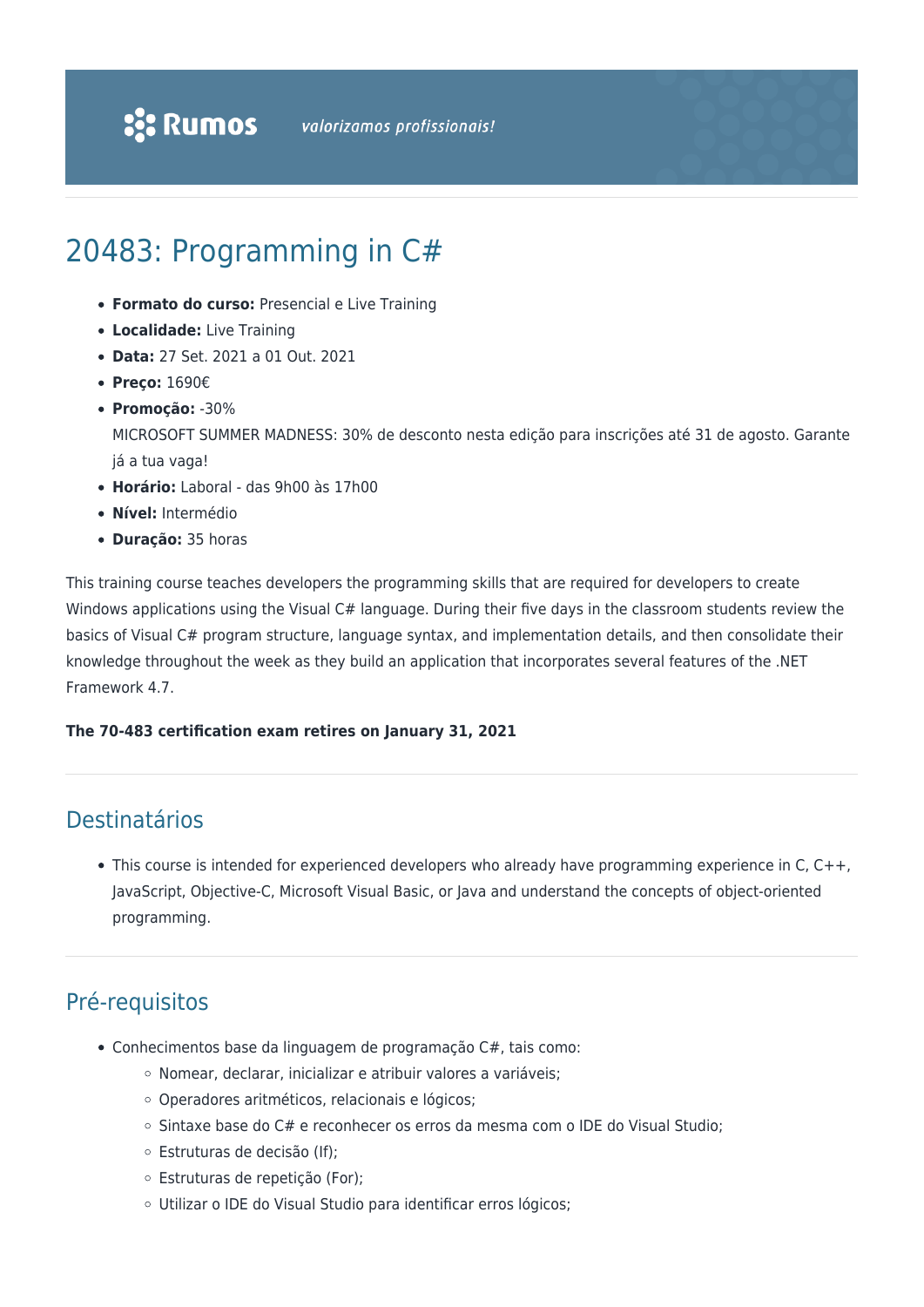# 20483: Programming in C#

- **Formato do curso:** Presencial e Live Training
- **Localidade:** Live Training
- **Data:** 27 Set. 2021 a 01 Out. 2021
- **Preço:** 1690€
- **Promoção:** -30%
  MICROSOFT SUMMER MADNESS: 30% de desconto nesta edição para inscrições até 31 de agosto. Garante já a tua vaga!
- **Horário:** Laboral - das 9h00 às 17h00
- **Nível:** Intermédio
- **Duração:** 35 horas

This training course teaches developers the programming skills that are required for developers to create Windows applications using the Visual C# language. During their five days in the classroom students review the basics of Visual C# program structure, language syntax, and implementation details, and then consolidate their knowledge throughout the week as they build an application that incorporates several features of the .NET Framework 4.7.

**The 70-483 certification exam retires on January 31, 2021**

## Destinatários

- This course is intended for experienced developers who already have programming experience in C, C++, JavaScript, Objective-C, Microsoft Visual Basic, or Java and understand the concepts of object-oriented programming.

## Pré-requisitos

- Conhecimentos base da linguagem de programação C#, tais como:
  - Nomear, declarar, inicializar e atribuir valores a variáveis;
  - Operadores aritméticos, relacionais e lógicos;
  - Sintaxe base do C# e reconhecer os erros da mesma com o IDE do Visual Studio;
  - Estruturas de decisão (If);
  - Estruturas de repetição (For);
  - Utilizar o IDE do Visual Studio para identificar erros lógicos;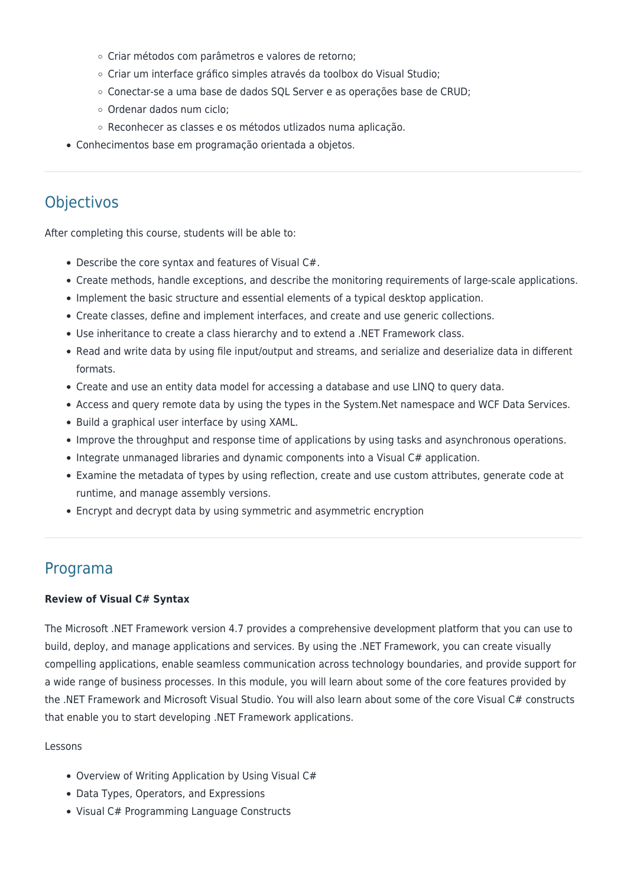- Criar métodos com parâmetros e valores de retorno;
    - Criar um interface gráfico simples através da toolbox do Visual Studio;
    - Conectar-se a uma base de dados SQL Server e as operações base de CRUD;
    - Ordenar dados num ciclo;
    - Reconhecer as classes e os métodos utlizados numa aplicação.
- Conhecimentos base em programação orientada a objetos.

## Objectivos

After completing this course, students will be able to:

- Describe the core syntax and features of Visual C#.
- Create methods, handle exceptions, and describe the monitoring requirements of large-scale applications.
- Implement the basic structure and essential elements of a typical desktop application.
- Create classes, define and implement interfaces, and create and use generic collections.
- Use inheritance to create a class hierarchy and to extend a .NET Framework class.
- Read and write data by using file input/output and streams, and serialize and deserialize data in different formats.
- Create and use an entity data model for accessing a database and use LINQ to query data.
- Access and query remote data by using the types in the System.Net namespace and WCF Data Services.
- Build a graphical user interface by using XAML.
- Improve the throughput and response time of applications by using tasks and asynchronous operations.
- Integrate unmanaged libraries and dynamic components into a Visual C# application.
- Examine the metadata of types by using reflection, create and use custom attributes, generate code at runtime, and manage assembly versions.
- Encrypt and decrypt data by using symmetric and asymmetric encryption

## Programa

**Review of Visual C# Syntax**

The Microsoft .NET Framework version 4.7 provides a comprehensive development platform that you can use to build, deploy, and manage applications and services. By using the .NET Framework, you can create visually compelling applications, enable seamless communication across technology boundaries, and provide support for a wide range of business processes. In this module, you will learn about some of the core features provided by the .NET Framework and Microsoft Visual Studio. You will also learn about some of the core Visual C# constructs that enable you to start developing .NET Framework applications.

Lessons

- Overview of Writing Application by Using Visual C#
- Data Types, Operators, and Expressions
- Visual C# Programming Language Constructs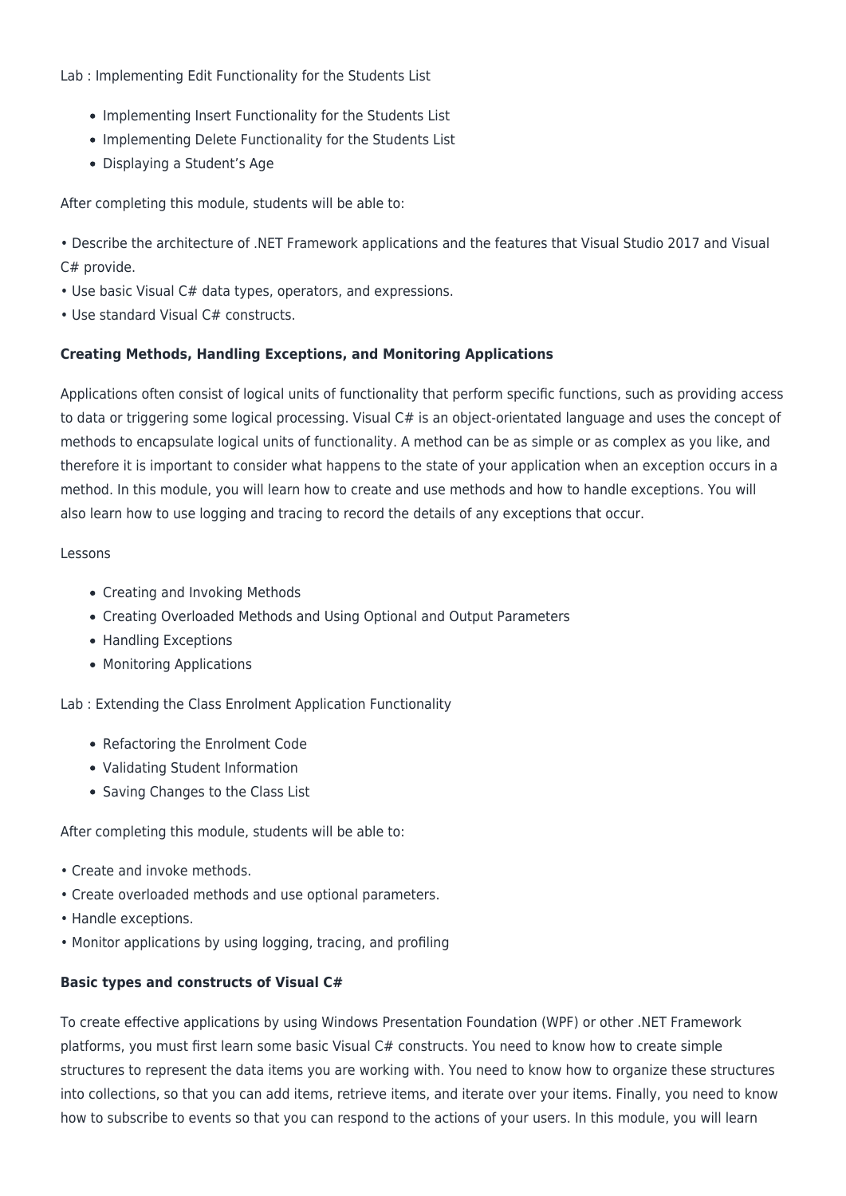Lab : Implementing Edit Functionality for the Students List

- Implementing Insert Functionality for the Students List
- Implementing Delete Functionality for the Students List
- Displaying a Student's Age

After completing this module, students will be able to:

• Describe the architecture of .NET Framework applications and the features that Visual Studio 2017 and Visual C# provide.
• Use basic Visual C# data types, operators, and expressions.
• Use standard Visual C# constructs.

**Creating Methods, Handling Exceptions, and Monitoring Applications**

Applications often consist of logical units of functionality that perform specific functions, such as providing access to data or triggering some logical processing. Visual C# is an object-orientated language and uses the concept of methods to encapsulate logical units of functionality. A method can be as simple or as complex as you like, and therefore it is important to consider what happens to the state of your application when an exception occurs in a method. In this module, you will learn how to create and use methods and how to handle exceptions. You will also learn how to use logging and tracing to record the details of any exceptions that occur.

Lessons

- Creating and Invoking Methods
- Creating Overloaded Methods and Using Optional and Output Parameters
- Handling Exceptions
- Monitoring Applications

Lab : Extending the Class Enrolment Application Functionality

- Refactoring the Enrolment Code
- Validating Student Information
- Saving Changes to the Class List

After completing this module, students will be able to:

• Create and invoke methods.
• Create overloaded methods and use optional parameters.
• Handle exceptions.
• Monitor applications by using logging, tracing, and profiling

**Basic types and constructs of Visual C#**

To create effective applications by using Windows Presentation Foundation (WPF) or other .NET Framework platforms, you must first learn some basic Visual C# constructs. You need to know how to create simple structures to represent the data items you are working with. You need to know how to organize these structures into collections, so that you can add items, retrieve items, and iterate over your items. Finally, you need to know how to subscribe to events so that you can respond to the actions of your users. In this module, you will learn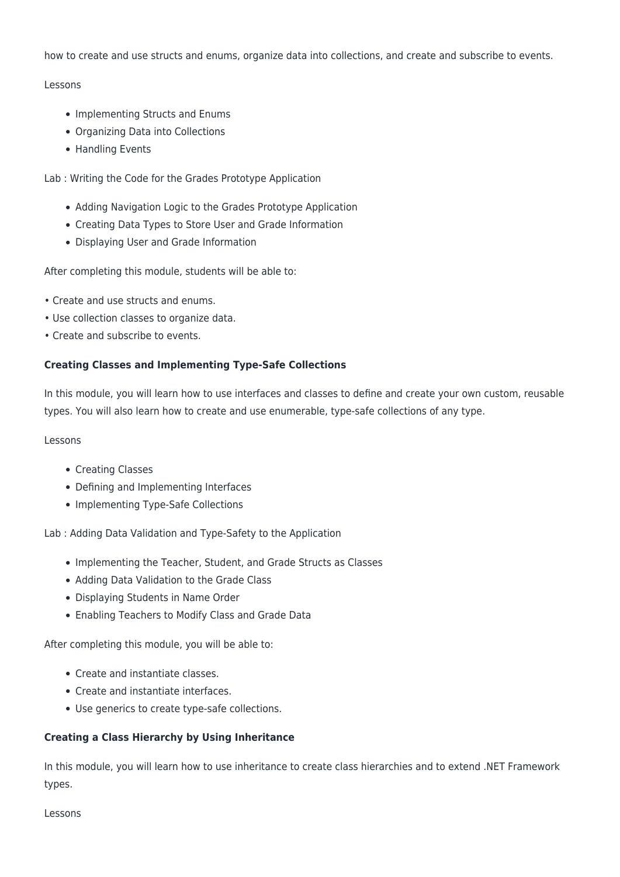how to create and use structs and enums, organize data into collections, and create and subscribe to events.

Lessons

- Implementing Structs and Enums
- Organizing Data into Collections
- Handling Events

Lab : Writing the Code for the Grades Prototype Application

- Adding Navigation Logic to the Grades Prototype Application
- Creating Data Types to Store User and Grade Information
- Displaying User and Grade Information

After completing this module, students will be able to:

• Create and use structs and enums.
• Use collection classes to organize data.
• Create and subscribe to events.

**Creating Classes and Implementing Type-Safe Collections**

In this module, you will learn how to use interfaces and classes to define and create your own custom, reusable types. You will also learn how to create and use enumerable, type-safe collections of any type.

Lessons

- Creating Classes
- Defining and Implementing Interfaces
- Implementing Type-Safe Collections

Lab : Adding Data Validation and Type-Safety to the Application

- Implementing the Teacher, Student, and Grade Structs as Classes
- Adding Data Validation to the Grade Class
- Displaying Students in Name Order
- Enabling Teachers to Modify Class and Grade Data

After completing this module, you will be able to:

- Create and instantiate classes.
- Create and instantiate interfaces.
- Use generics to create type-safe collections.

**Creating a Class Hierarchy by Using Inheritance**

In this module, you will learn how to use inheritance to create class hierarchies and to extend .NET Framework types.

Lessons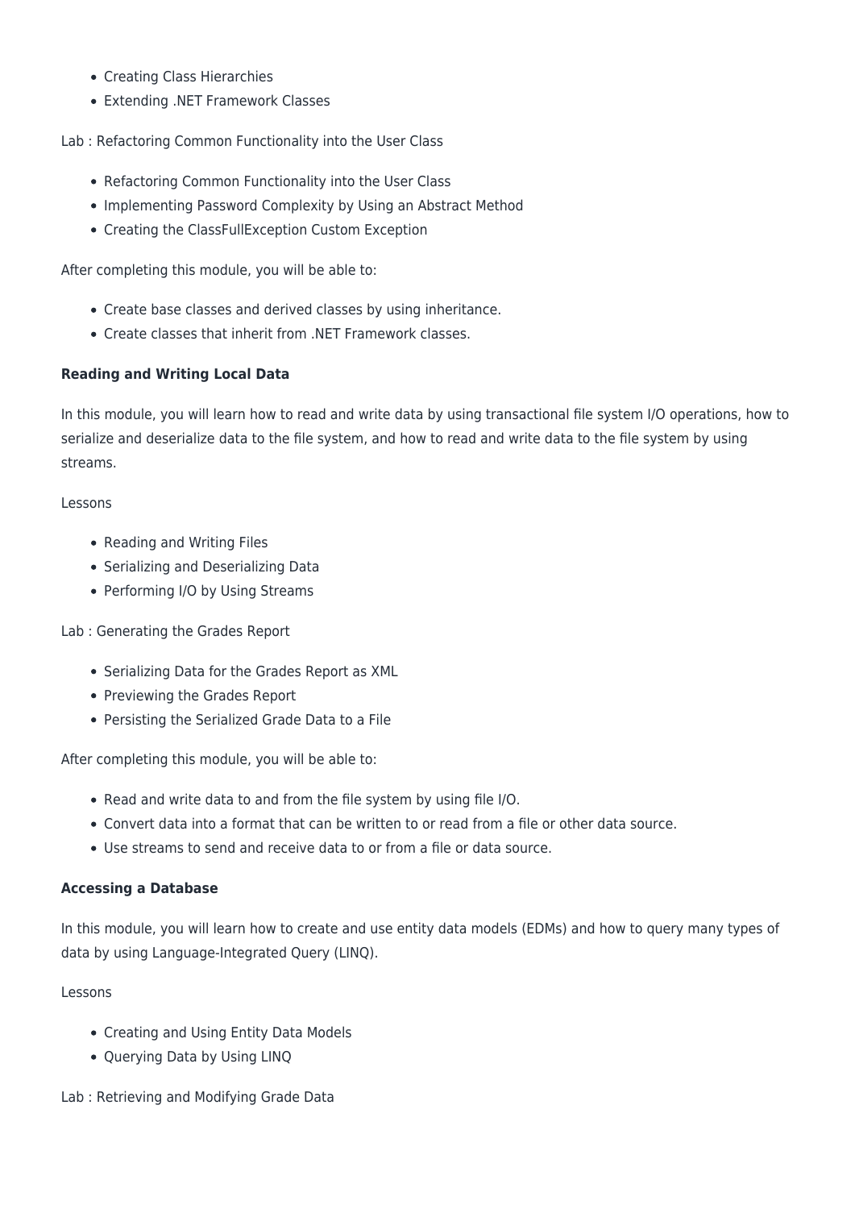- Creating Class Hierarchies
- Extending .NET Framework Classes

Lab : Refactoring Common Functionality into the User Class

- Refactoring Common Functionality into the User Class
- Implementing Password Complexity by Using an Abstract Method
- Creating the ClassFullException Custom Exception

After completing this module, you will be able to:

- Create base classes and derived classes by using inheritance.
- Create classes that inherit from .NET Framework classes.

**Reading and Writing Local Data**

In this module, you will learn how to read and write data by using transactional file system I/O operations, how to serialize and deserialize data to the file system, and how to read and write data to the file system by using streams.

Lessons

- Reading and Writing Files
- Serializing and Deserializing Data
- Performing I/O by Using Streams

Lab : Generating the Grades Report

- Serializing Data for the Grades Report as XML
- Previewing the Grades Report
- Persisting the Serialized Grade Data to a File

After completing this module, you will be able to:

- Read and write data to and from the file system by using file I/O.
- Convert data into a format that can be written to or read from a file or other data source.
- Use streams to send and receive data to or from a file or data source.

**Accessing a Database**

In this module, you will learn how to create and use entity data models (EDMs) and how to query many types of data by using Language-Integrated Query (LINQ).

Lessons

- Creating and Using Entity Data Models
- Querying Data by Using LINQ

Lab : Retrieving and Modifying Grade Data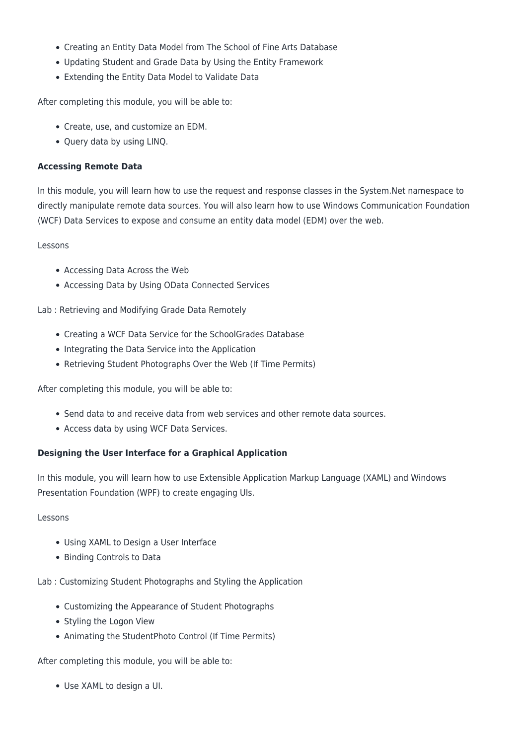- Creating an Entity Data Model from The School of Fine Arts Database
- Updating Student and Grade Data by Using the Entity Framework
- Extending the Entity Data Model to Validate Data

After completing this module, you will be able to:

- Create, use, and customize an EDM.
- Query data by using LINQ.

**Accessing Remote Data**

In this module, you will learn how to use the request and response classes in the System.Net namespace to directly manipulate remote data sources. You will also learn how to use Windows Communication Foundation (WCF) Data Services to expose and consume an entity data model (EDM) over the web.

Lessons

- Accessing Data Across the Web
- Accessing Data by Using OData Connected Services

Lab : Retrieving and Modifying Grade Data Remotely

- Creating a WCF Data Service for the SchoolGrades Database
- Integrating the Data Service into the Application
- Retrieving Student Photographs Over the Web (If Time Permits)

After completing this module, you will be able to:

- Send data to and receive data from web services and other remote data sources.
- Access data by using WCF Data Services.

**Designing the User Interface for a Graphical Application**

In this module, you will learn how to use Extensible Application Markup Language (XAML) and Windows Presentation Foundation (WPF) to create engaging UIs.

Lessons

- Using XAML to Design a User Interface
- Binding Controls to Data

Lab : Customizing Student Photographs and Styling the Application

- Customizing the Appearance of Student Photographs
- Styling the Logon View
- Animating the StudentPhoto Control (If Time Permits)

After completing this module, you will be able to:

- Use XAML to design a UI.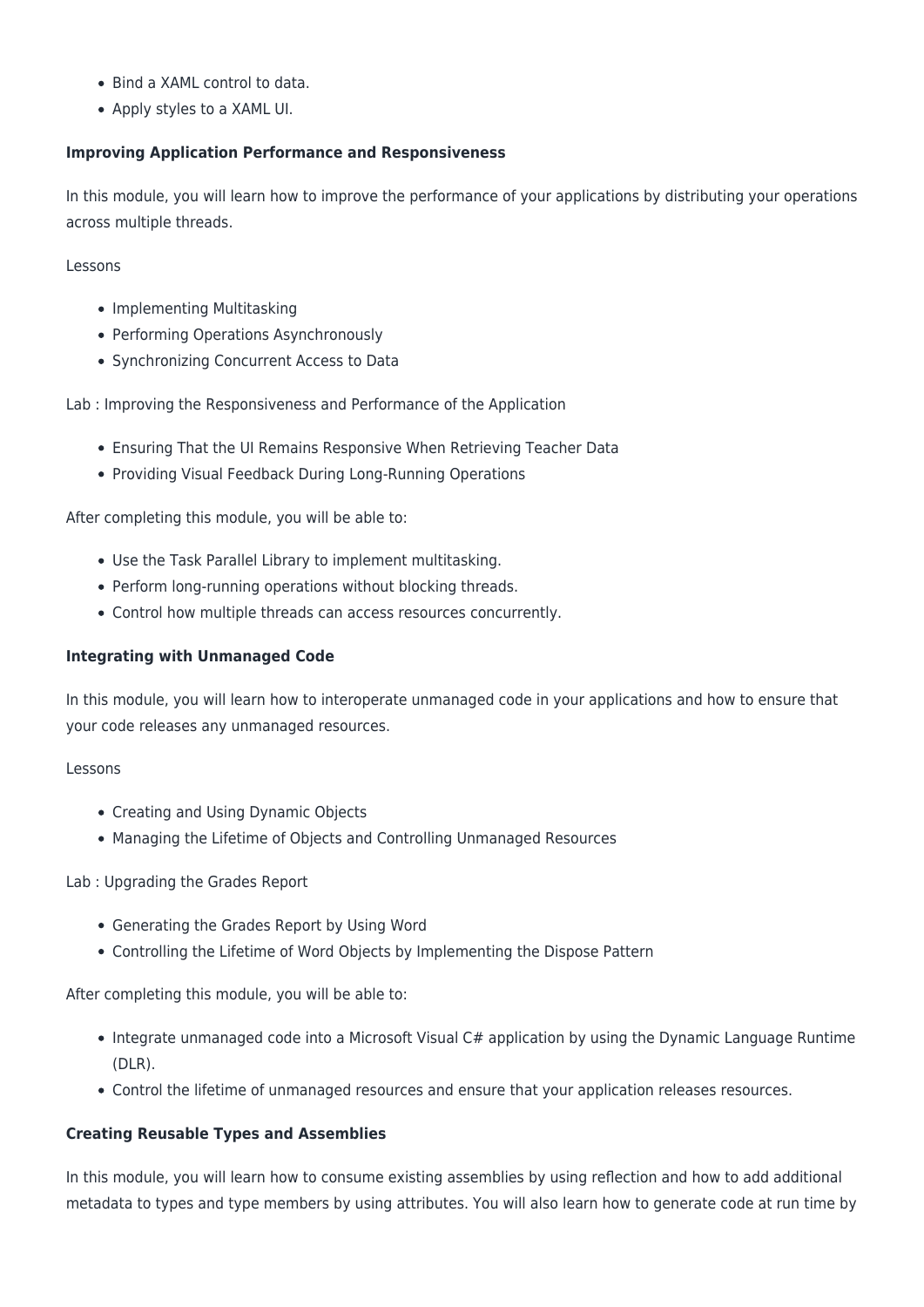- Bind a XAML control to data.
- Apply styles to a XAML UI.

**Improving Application Performance and Responsiveness**

In this module, you will learn how to improve the performance of your applications by distributing your operations across multiple threads.

Lessons

- Implementing Multitasking
- Performing Operations Asynchronously
- Synchronizing Concurrent Access to Data

Lab : Improving the Responsiveness and Performance of the Application

- Ensuring That the UI Remains Responsive When Retrieving Teacher Data
- Providing Visual Feedback During Long-Running Operations

After completing this module, you will be able to:

- Use the Task Parallel Library to implement multitasking.
- Perform long-running operations without blocking threads.
- Control how multiple threads can access resources concurrently.

**Integrating with Unmanaged Code**

In this module, you will learn how to interoperate unmanaged code in your applications and how to ensure that your code releases any unmanaged resources.

Lessons

- Creating and Using Dynamic Objects
- Managing the Lifetime of Objects and Controlling Unmanaged Resources

Lab : Upgrading the Grades Report

- Generating the Grades Report by Using Word
- Controlling the Lifetime of Word Objects by Implementing the Dispose Pattern

After completing this module, you will be able to:

- Integrate unmanaged code into a Microsoft Visual C# application by using the Dynamic Language Runtime (DLR).
- Control the lifetime of unmanaged resources and ensure that your application releases resources.

**Creating Reusable Types and Assemblies**

In this module, you will learn how to consume existing assemblies by using reflection and how to add additional metadata to types and type members by using attributes. You will also learn how to generate code at run time by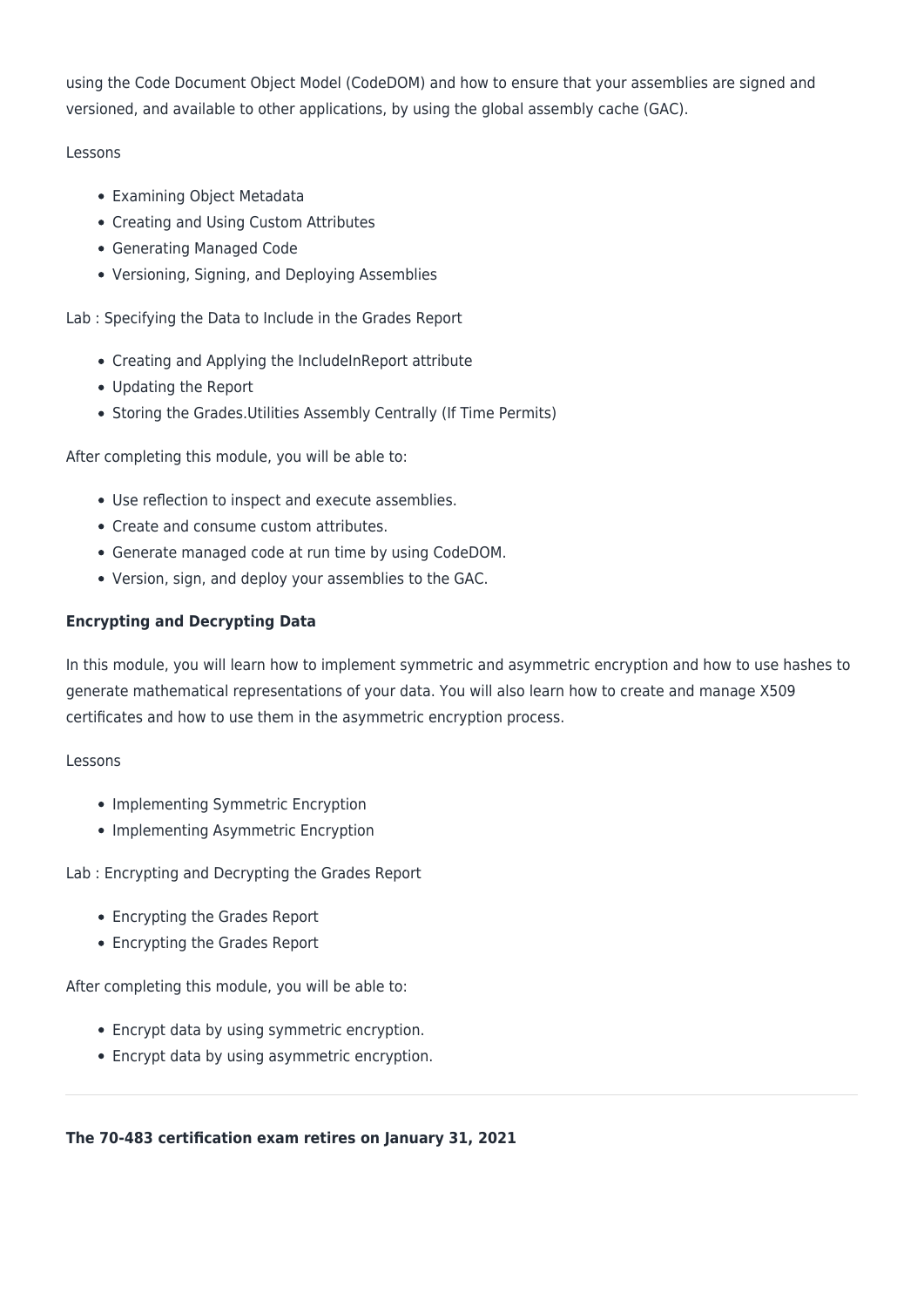using the Code Document Object Model (CodeDOM) and how to ensure that your assemblies are signed and versioned, and available to other applications, by using the global assembly cache (GAC).

Lessons

- Examining Object Metadata
- Creating and Using Custom Attributes
- Generating Managed Code
- Versioning, Signing, and Deploying Assemblies

Lab : Specifying the Data to Include in the Grades Report

- Creating and Applying the IncludeInReport attribute
- Updating the Report
- Storing the Grades.Utilities Assembly Centrally (If Time Permits)

After completing this module, you will be able to:

- Use reflection to inspect and execute assemblies.
- Create and consume custom attributes.
- Generate managed code at run time by using CodeDOM.
- Version, sign, and deploy your assemblies to the GAC.

**Encrypting and Decrypting Data**

In this module, you will learn how to implement symmetric and asymmetric encryption and how to use hashes to generate mathematical representations of your data. You will also learn how to create and manage X509 certificates and how to use them in the asymmetric encryption process.

Lessons

- Implementing Symmetric Encryption
- Implementing Asymmetric Encryption

Lab : Encrypting and Decrypting the Grades Report

- Encrypting the Grades Report
- Encrypting the Grades Report

After completing this module, you will be able to:

- Encrypt data by using symmetric encryption.
- Encrypt data by using asymmetric encryption.

---

**The 70-483 certification exam retires on January 31, 2021**